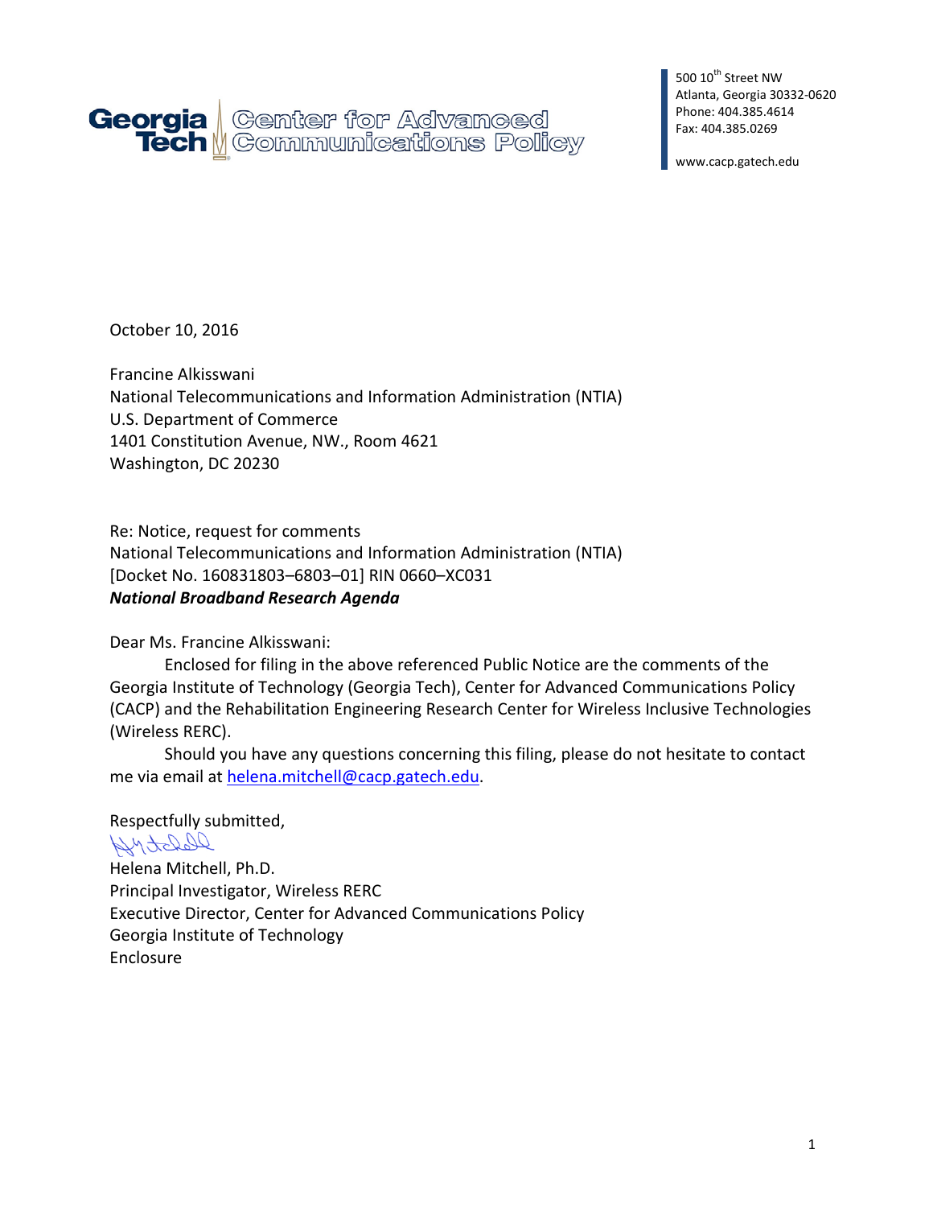Georgia Tech | Center for Advanced Communications Policy

500 10$^{th}$ Street NW
Atlanta, Georgia 30332-0620
Phone: 404.385.4614
Fax: 404.385.0269

www.cacp.gatech.edu

October 10, 2016

Francine Alkisswani
National Telecommunications and Information Administration (NTIA)
U.S. Department of Commerce
1401 Constitution Avenue, NW., Room 4621
Washington, DC 20230

Re: Notice, request for comments
National Telecommunications and Information Administration (NTIA)
[Docket No. 160831803–6803–01] RIN 0660–XC031
***National Broadband Research Agenda***

Dear Ms. Francine Alkisswani:

Enclosed for filing in the above referenced Public Notice are the comments of the Georgia Institute of Technology (Georgia Tech), Center for Advanced Communications Policy (CACP) and the Rehabilitation Engineering Research Center for Wireless Inclusive Technologies (Wireless RERC).

Should you have any questions concerning this filing, please do not hesitate to contact me via email at helena.mitchell@cacp.gatech.edu.

Respectfully submitted,

Helena Mitchell, Ph.D.
Principal Investigator, Wireless RERC
Executive Director, Center for Advanced Communications Policy
Georgia Institute of Technology
Enclosure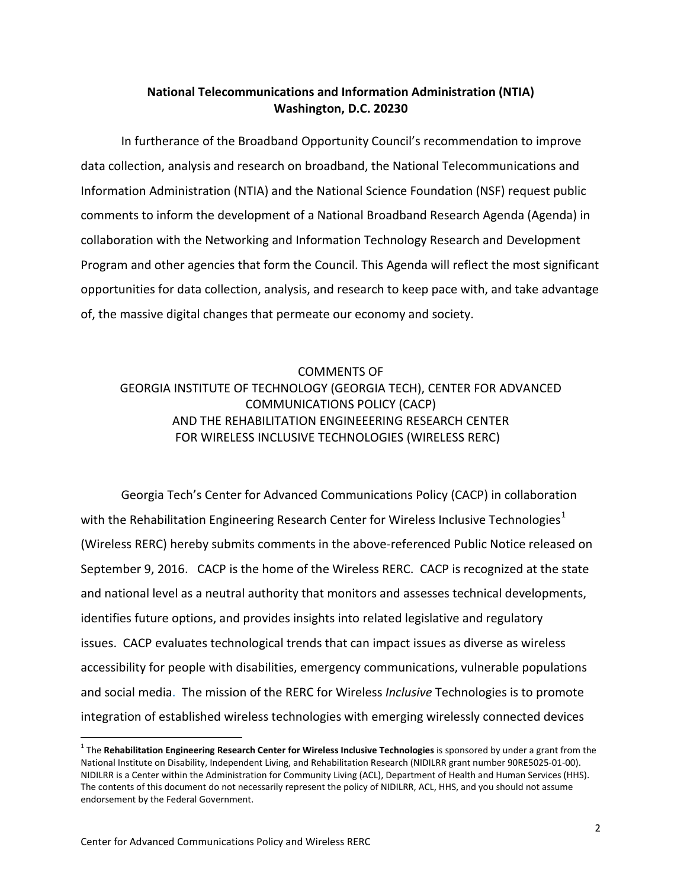**National Telecommunications and Information Administration (NTIA)**
**Washington, D.C. 20230**

In furtherance of the Broadband Opportunity Council's recommendation to improve data collection, analysis and research on broadband, the National Telecommunications and Information Administration (NTIA) and the National Science Foundation (NSF) request public comments to inform the development of a National Broadband Research Agenda (Agenda) in collaboration with the Networking and Information Technology Research and Development Program and other agencies that form the Council. This Agenda will reflect the most significant opportunities for data collection, analysis, and research to keep pace with, and take advantage of, the massive digital changes that permeate our economy and society.

COMMENTS OF
GEORGIA INSTITUTE OF TECHNOLOGY (GEORGIA TECH), CENTER FOR ADVANCED COMMUNICATIONS POLICY (CACP)
AND THE REHABILITATION ENGINEEERING RESEARCH CENTER FOR WIRELESS INCLUSIVE TECHNOLOGIES (WIRELESS RERC)

Georgia Tech's Center for Advanced Communications Policy (CACP) in collaboration with the Rehabilitation Engineering Research Center for Wireless Inclusive Technologies[1] (Wireless RERC) hereby submits comments in the above-referenced Public Notice released on September 9, 2016. CACP is the home of the Wireless RERC. CACP is recognized at the state and national level as a neutral authority that monitors and assesses technical developments, identifies future options, and provides insights into related legislative and regulatory issues. CACP evaluates technological trends that can impact issues as diverse as wireless accessibility for people with disabilities, emergency communications, vulnerable populations and social media. The mission of the RERC for Wireless *Inclusive* Technologies is to promote integration of established wireless technologies with emerging wirelessly connected devices

[1] The **Rehabilitation Engineering Research Center for Wireless Inclusive Technologies** is sponsored by under a grant from the National Institute on Disability, Independent Living, and Rehabilitation Research (NIDILRR grant number 90RE5025-01-00). NIDILRR is a Center within the Administration for Community Living (ACL), Department of Health and Human Services (HHS). The contents of this document do not necessarily represent the policy of NIDILRR, ACL, HHS, and you should not assume endorsement by the Federal Government.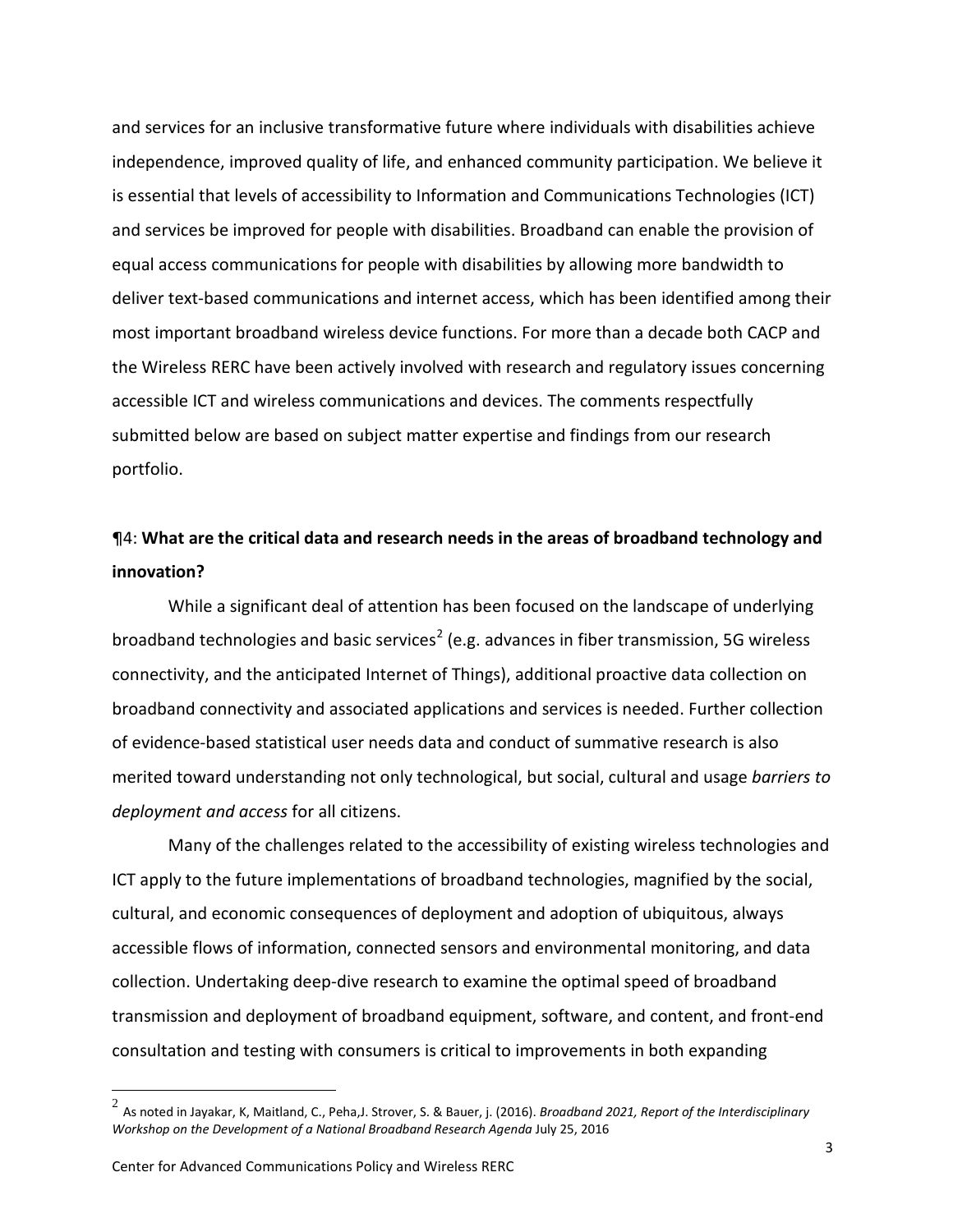and services for an inclusive transformative future where individuals with disabilities achieve independence, improved quality of life, and enhanced community participation. We believe it is essential that levels of accessibility to Information and Communications Technologies (ICT) and services be improved for people with disabilities. Broadband can enable the provision of equal access communications for people with disabilities by allowing more bandwidth to deliver text-based communications and internet access, which has been identified among their most important broadband wireless device functions. For more than a decade both CACP and the Wireless RERC have been actively involved with research and regulatory issues concerning accessible ICT and wireless communications and devices. The comments respectfully submitted below are based on subject matter expertise and findings from our research portfolio.

¶4: **What are the critical data and research needs in the areas of broadband technology and innovation?**

While a significant deal of attention has been focused on the landscape of underlying broadband technologies and basic services[2] (e.g. advances in fiber transmission, 5G wireless connectivity, and the anticipated Internet of Things), additional proactive data collection on broadband connectivity and associated applications and services is needed. Further collection of evidence-based statistical user needs data and conduct of summative research is also merited toward understanding not only technological, but social, cultural and usage *barriers to deployment and access* for all citizens.

Many of the challenges related to the accessibility of existing wireless technologies and ICT apply to the future implementations of broadband technologies, magnified by the social, cultural, and economic consequences of deployment and adoption of ubiquitous, always accessible flows of information, connected sensors and environmental monitoring, and data collection. Undertaking deep-dive research to examine the optimal speed of broadband transmission and deployment of broadband equipment, software, and content, and front-end consultation and testing with consumers is critical to improvements in both expanding

[2] As noted in Jayakar, K, Maitland, C., Peha,J. Strover, S. & Bauer, j. (2016). *Broadband 2021, Report of the Interdisciplinary Workshop on the Development of a National Broadband Research Agenda* July 25, 2016

Center for Advanced Communications Policy and Wireless RERC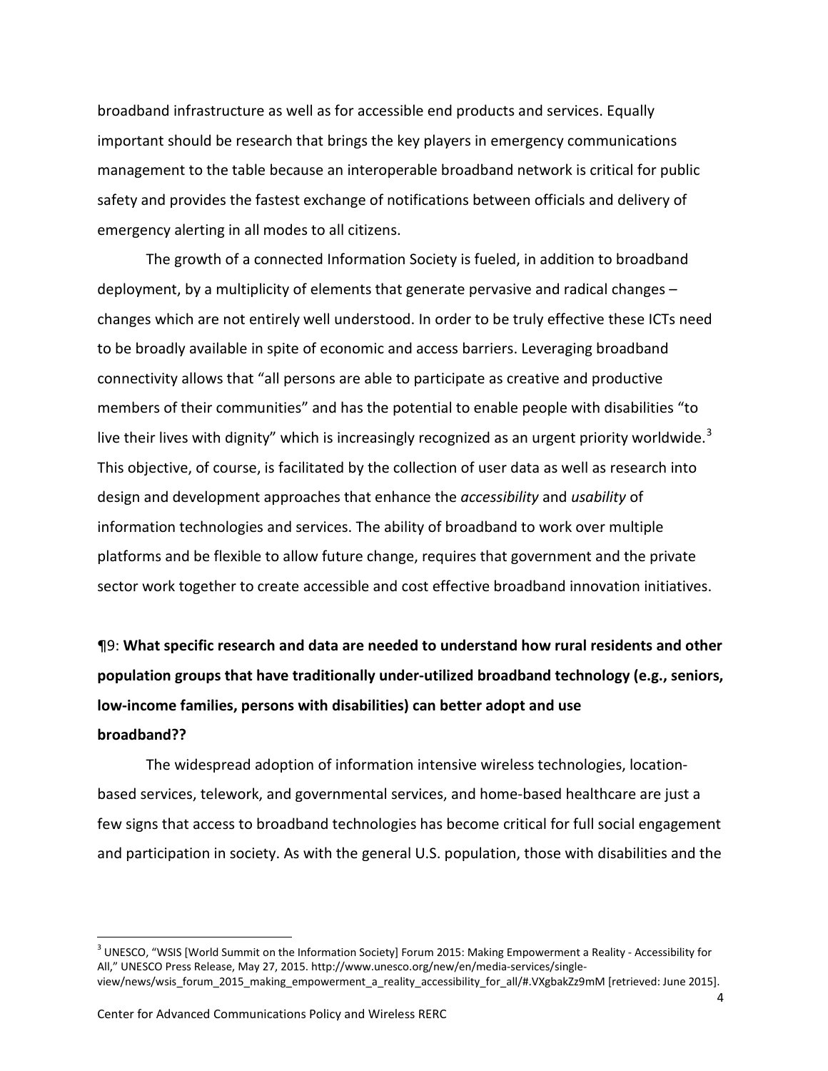broadband infrastructure as well as for accessible end products and services. Equally important should be research that brings the key players in emergency communications management to the table because an interoperable broadband network is critical for public safety and provides the fastest exchange of notifications between officials and delivery of emergency alerting in all modes to all citizens.

The growth of a connected Information Society is fueled, in addition to broadband deployment, by a multiplicity of elements that generate pervasive and radical changes – changes which are not entirely well understood. In order to be truly effective these ICTs need to be broadly available in spite of economic and access barriers. Leveraging broadband connectivity allows that "all persons are able to participate as creative and productive members of their communities" and has the potential to enable people with disabilities "to live their lives with dignity" which is increasingly recognized as an urgent priority worldwide.[3] This objective, of course, is facilitated by the collection of user data as well as research into design and development approaches that enhance the *accessibility* and *usability* of information technologies and services. The ability of broadband to work over multiple platforms and be flexible to allow future change, requires that government and the private sector work together to create accessible and cost effective broadband innovation initiatives.

¶9: **What specific research and data are needed to understand how rural residents and other population groups that have traditionally under-utilized broadband technology (e.g., seniors, low-income families, persons with disabilities) can better adopt and use broadband??**

The widespread adoption of information intensive wireless technologies, location-based services, telework, and governmental services, and home-based healthcare are just a few signs that access to broadband technologies has become critical for full social engagement and participation in society. As with the general U.S. population, those with disabilities and the

[3] UNESCO, "WSIS [World Summit on the Information Society] Forum 2015: Making Empowerment a Reality - Accessibility for All," UNESCO Press Release, May 27, 2015. http://www.unesco.org/new/en/media-services/single-view/news/wsis_forum_2015_making_empowerment_a_reality_accessibility_for_all/#.VXgbakZz9mM [retrieved: June 2015].

Center for Advanced Communications Policy and Wireless RERC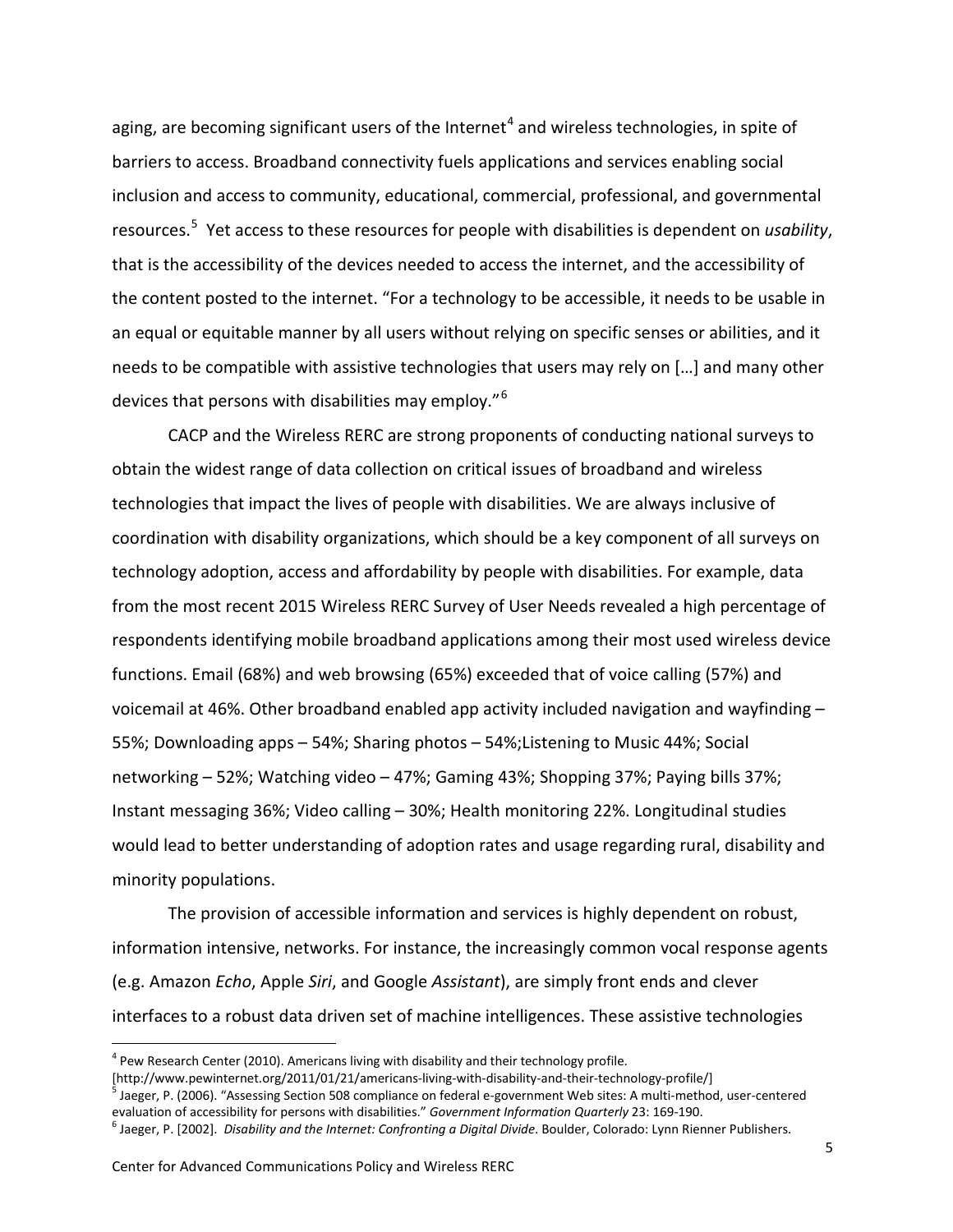aging, are becoming significant users of the Internet[4] and wireless technologies, in spite of barriers to access. Broadband connectivity fuels applications and services enabling social inclusion and access to community, educational, commercial, professional, and governmental resources.[5] Yet access to these resources for people with disabilities is dependent on *usability*, that is the accessibility of the devices needed to access the internet, and the accessibility of the content posted to the internet. "For a technology to be accessible, it needs to be usable in an equal or equitable manner by all users without relying on specific senses or abilities, and it needs to be compatible with assistive technologies that users may rely on […] and many other devices that persons with disabilities may employ."[6]

CACP and the Wireless RERC are strong proponents of conducting national surveys to obtain the widest range of data collection on critical issues of broadband and wireless technologies that impact the lives of people with disabilities. We are always inclusive of coordination with disability organizations, which should be a key component of all surveys on technology adoption, access and affordability by people with disabilities. For example, data from the most recent 2015 Wireless RERC Survey of User Needs revealed a high percentage of respondents identifying mobile broadband applications among their most used wireless device functions. Email (68%) and web browsing (65%) exceeded that of voice calling (57%) and voicemail at 46%. Other broadband enabled app activity included navigation and wayfinding – 55%; Downloading apps – 54%; Sharing photos – 54%;Listening to Music 44%; Social networking – 52%; Watching video – 47%; Gaming 43%; Shopping 37%; Paying bills 37%; Instant messaging 36%; Video calling – 30%; Health monitoring 22%. Longitudinal studies would lead to better understanding of adoption rates and usage regarding rural, disability and minority populations.

The provision of accessible information and services is highly dependent on robust, information intensive, networks. For instance, the increasingly common vocal response agents (e.g. Amazon *Echo*, Apple *Siri*, and Google *Assistant*), are simply front ends and clever interfaces to a robust data driven set of machine intelligences. These assistive technologies

---

[4] Pew Research Center (2010). Americans living with disability and their technology profile. [http://www.pewinternet.org/2011/01/21/americans-living-with-disability-and-their-technology-profile/]

[5] Jaeger, P. (2006). "Assessing Section 508 compliance on federal e-government Web sites: A multi-method, user-centered evaluation of accessibility for persons with disabilities." *Government Information Quarterly* 23: 169-190.

[6] Jaeger, P. [2002]. *Disability and the Internet: Confronting a Digital Divide*. Boulder, Colorado: Lynn Rienner Publishers.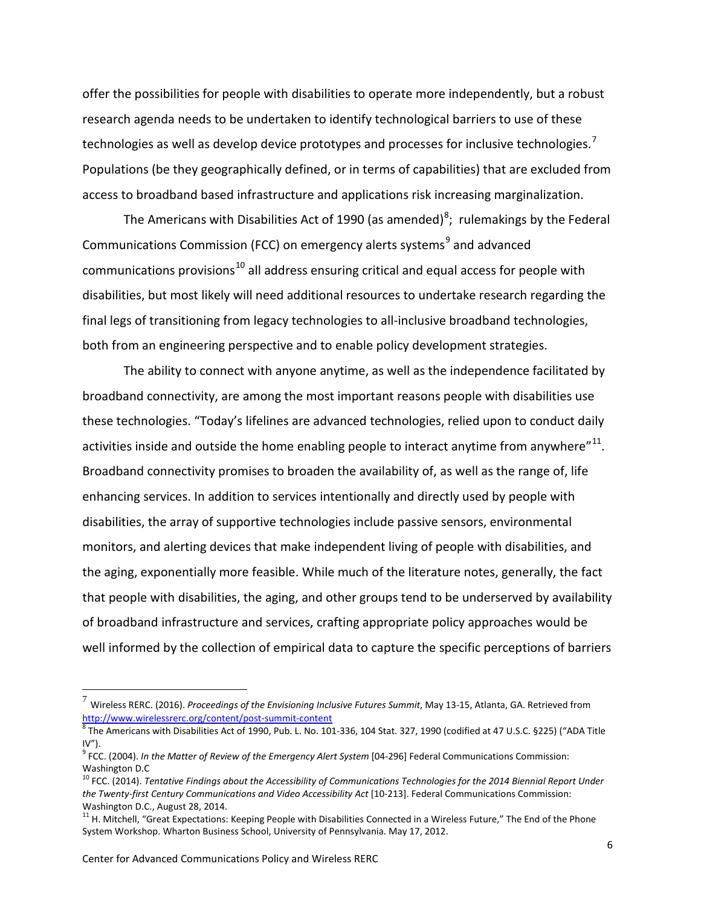offer the possibilities for people with disabilities to operate more independently, but a robust research agenda needs to be undertaken to identify technological barriers to use of these technologies as well as develop device prototypes and processes for inclusive technologies.[7] Populations (be they geographically defined, or in terms of capabilities) that are excluded from access to broadband based infrastructure and applications risk increasing marginalization.

The Americans with Disabilities Act of 1990 (as amended)[8]; rulemakings by the Federal Communications Commission (FCC) on emergency alerts systems[9] and advanced communications provisions[10] all address ensuring critical and equal access for people with disabilities, but most likely will need additional resources to undertake research regarding the final legs of transitioning from legacy technologies to all-inclusive broadband technologies, both from an engineering perspective and to enable policy development strategies.

The ability to connect with anyone anytime, as well as the independence facilitated by broadband connectivity, are among the most important reasons people with disabilities use these technologies. "Today's lifelines are advanced technologies, relied upon to conduct daily activities inside and outside the home enabling people to interact anytime from anywhere"[11]. Broadband connectivity promises to broaden the availability of, as well as the range of, life enhancing services. In addition to services intentionally and directly used by people with disabilities, the array of supportive technologies include passive sensors, environmental monitors, and alerting devices that make independent living of people with disabilities, and the aging, exponentially more feasible. While much of the literature notes, generally, the fact that people with disabilities, the aging, and other groups tend to be underserved by availability of broadband infrastructure and services, crafting appropriate policy approaches would be well informed by the collection of empirical data to capture the specific perceptions of barriers

---

[7] Wireless RERC. (2016). *Proceedings of the Envisioning Inclusive Futures Summit*, May 13-15, Atlanta, GA. Retrieved from http://www.wirelessrerc.org/content/post-summit-content

[8] The Americans with Disabilities Act of 1990, Pub. L. No. 101-336, 104 Stat. 327, 1990 (codified at 47 U.S.C. §225) ("ADA Title IV").

[9] FCC. (2004). *In the Matter of Review of the Emergency Alert System* [04-296] Federal Communications Commission: Washington D.C

[10] FCC. (2014). *Tentative Findings about the Accessibility of Communications Technologies for the 2014 Biennial Report Under the Twenty-first Century Communications and Video Accessibility Act* [10-213]. Federal Communications Commission: Washington D.C., August 28, 2014.

[11] H. Mitchell, "Great Expectations: Keeping People with Disabilities Connected in a Wireless Future," The End of the Phone System Workshop. Wharton Business School, University of Pennsylvania. May 17, 2012.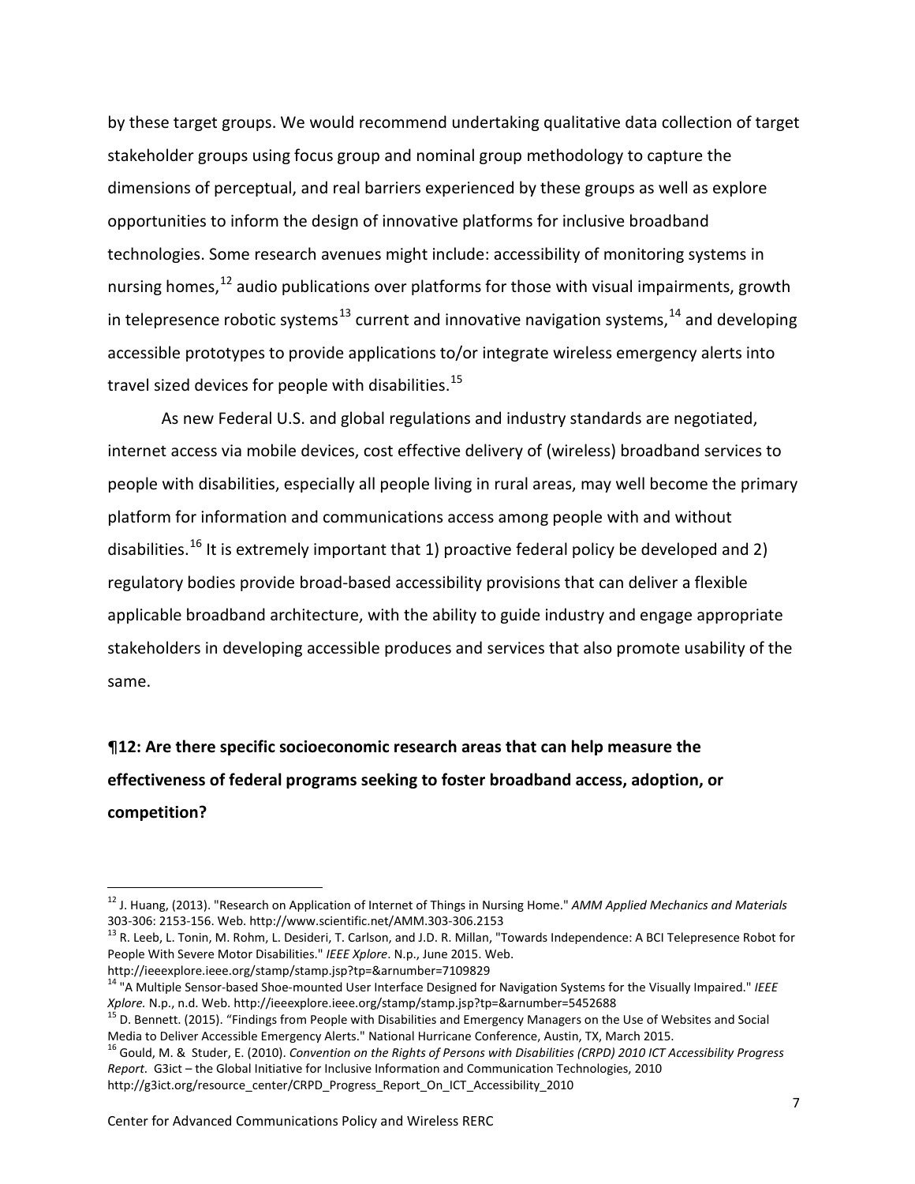by these target groups. We would recommend undertaking qualitative data collection of target stakeholder groups using focus group and nominal group methodology to capture the dimensions of perceptual, and real barriers experienced by these groups as well as explore opportunities to inform the design of innovative platforms for inclusive broadband technologies. Some research avenues might include: accessibility of monitoring systems in nursing homes,[12] audio publications over platforms for those with visual impairments, growth in telepresence robotic systems[13] current and innovative navigation systems,[14] and developing accessible prototypes to provide applications to/or integrate wireless emergency alerts into travel sized devices for people with disabilities.[15]

As new Federal U.S. and global regulations and industry standards are negotiated, internet access via mobile devices, cost effective delivery of (wireless) broadband services to people with disabilities, especially all people living in rural areas, may well become the primary platform for information and communications access among people with and without disabilities.[16] It is extremely important that 1) proactive federal policy be developed and 2) regulatory bodies provide broad-based accessibility provisions that can deliver a flexible applicable broadband architecture, with the ability to guide industry and engage appropriate stakeholders in developing accessible produces and services that also promote usability of the same.

**¶12: Are there specific socioeconomic research areas that can help measure the effectiveness of federal programs seeking to foster broadband access, adoption, or competition?**

---

[12] J. Huang, (2013). "Research on Application of Internet of Things in Nursing Home." *AMM Applied Mechanics and Materials* 303-306: 2153-156. Web. http://www.scientific.net/AMM.303-306.2153

[13] R. Leeb, L. Tonin, M. Rohm, L. Desideri, T. Carlson, and J.D. R. Millan, "Towards Independence: A BCI Telepresence Robot for People With Severe Motor Disabilities." *IEEE Xplore*. N.p., June 2015. Web. http://ieeexplore.ieee.org/stamp/stamp.jsp?tp=&arnumber=7109829

[14] "A Multiple Sensor-based Shoe-mounted User Interface Designed for Navigation Systems for the Visually Impaired." *IEEE Xplore.* N.p., n.d. Web. http://ieeexplore.ieee.org/stamp/stamp.jsp?tp=&arnumber=5452688

[15] D. Bennett. (2015). "Findings from People with Disabilities and Emergency Managers on the Use of Websites and Social Media to Deliver Accessible Emergency Alerts." National Hurricane Conference, Austin, TX, March 2015.

[16] Gould, M. & Studer, E. (2010). *Convention on the Rights of Persons with Disabilities (CRPD) 2010 ICT Accessibility Progress Report*. G3ict – the Global Initiative for Inclusive Information and Communication Technologies, 2010 http://g3ict.org/resource_center/CRPD_Progress_Report_On_ICT_Accessibility_2010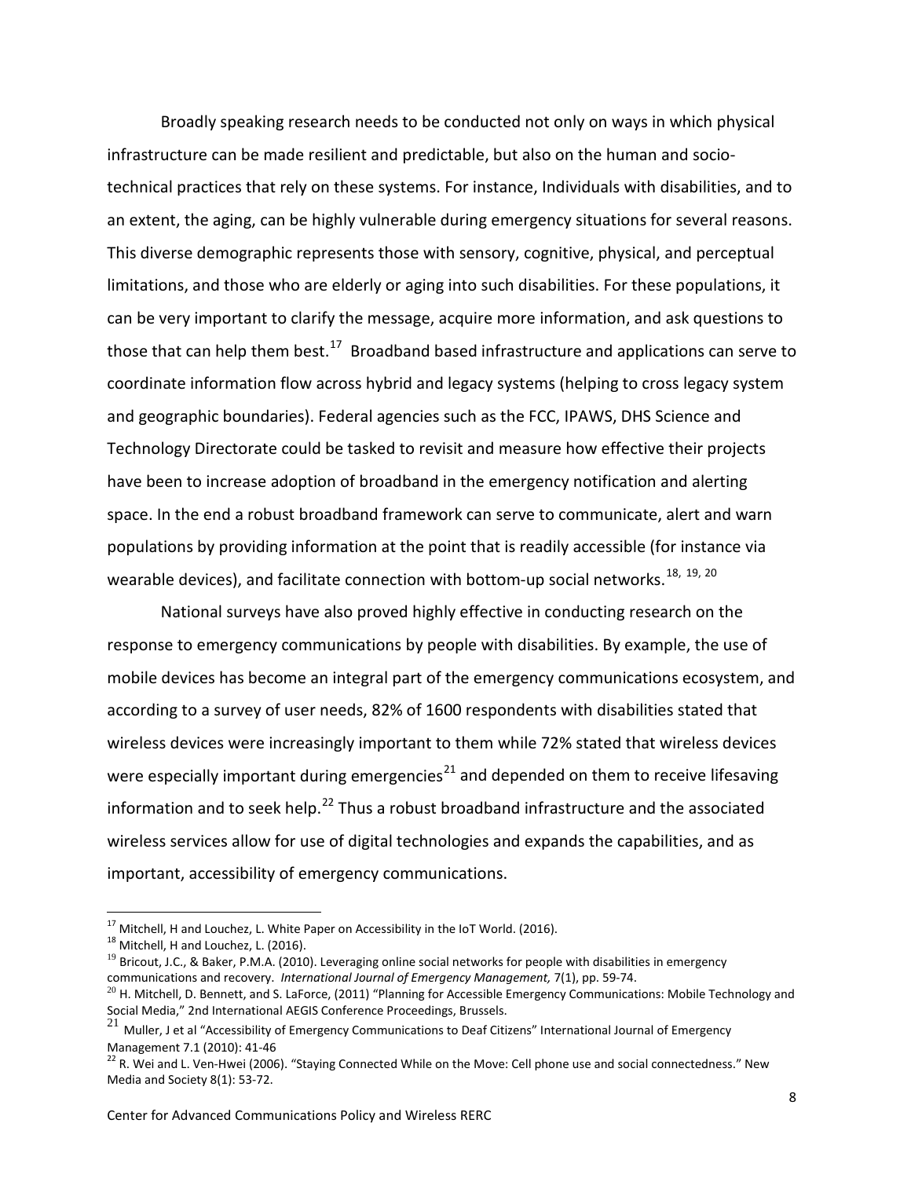Broadly speaking research needs to be conducted not only on ways in which physical infrastructure can be made resilient and predictable, but also on the human and socio-technical practices that rely on these systems. For instance, Individuals with disabilities, and to an extent, the aging, can be highly vulnerable during emergency situations for several reasons. This diverse demographic represents those with sensory, cognitive, physical, and perceptual limitations, and those who are elderly or aging into such disabilities. For these populations, it can be very important to clarify the message, acquire more information, and ask questions to those that can help them best.[17] Broadband based infrastructure and applications can serve to coordinate information flow across hybrid and legacy systems (helping to cross legacy system and geographic boundaries). Federal agencies such as the FCC, IPAWS, DHS Science and Technology Directorate could be tasked to revisit and measure how effective their projects have been to increase adoption of broadband in the emergency notification and alerting space. In the end a robust broadband framework can serve to communicate, alert and warn populations by providing information at the point that is readily accessible (for instance via wearable devices), and facilitate connection with bottom-up social networks.[18, 19, 20]

National surveys have also proved highly effective in conducting research on the response to emergency communications by people with disabilities. By example, the use of mobile devices has become an integral part of the emergency communications ecosystem, and according to a survey of user needs, 82% of 1600 respondents with disabilities stated that wireless devices were increasingly important to them while 72% stated that wireless devices were especially important during emergencies[21] and depended on them to receive lifesaving information and to seek help.[22] Thus a robust broadband infrastructure and the associated wireless services allow for use of digital technologies and expands the capabilities, and as important, accessibility of emergency communications.

---

[17] Mitchell, H and Louchez, L. White Paper on Accessibility in the IoT World. (2016).

[18] Mitchell, H and Louchez, L. (2016).

[19] Bricout, J.C., & Baker, P.M.A. (2010). Leveraging online social networks for people with disabilities in emergency communications and recovery. *International Journal of Emergency Management,* 7(1), pp. 59-74.

[20] H. Mitchell, D. Bennett, and S. LaForce, (2011) "Planning for Accessible Emergency Communications: Mobile Technology and Social Media," 2nd International AEGIS Conference Proceedings, Brussels.

[21] Muller, J et al "Accessibility of Emergency Communications to Deaf Citizens" International Journal of Emergency Management 7.1 (2010): 41-46

[22] R. Wei and L. Ven-Hwei (2006). "Staying Connected While on the Move: Cell phone use and social connectedness." New Media and Society 8(1): 53-72.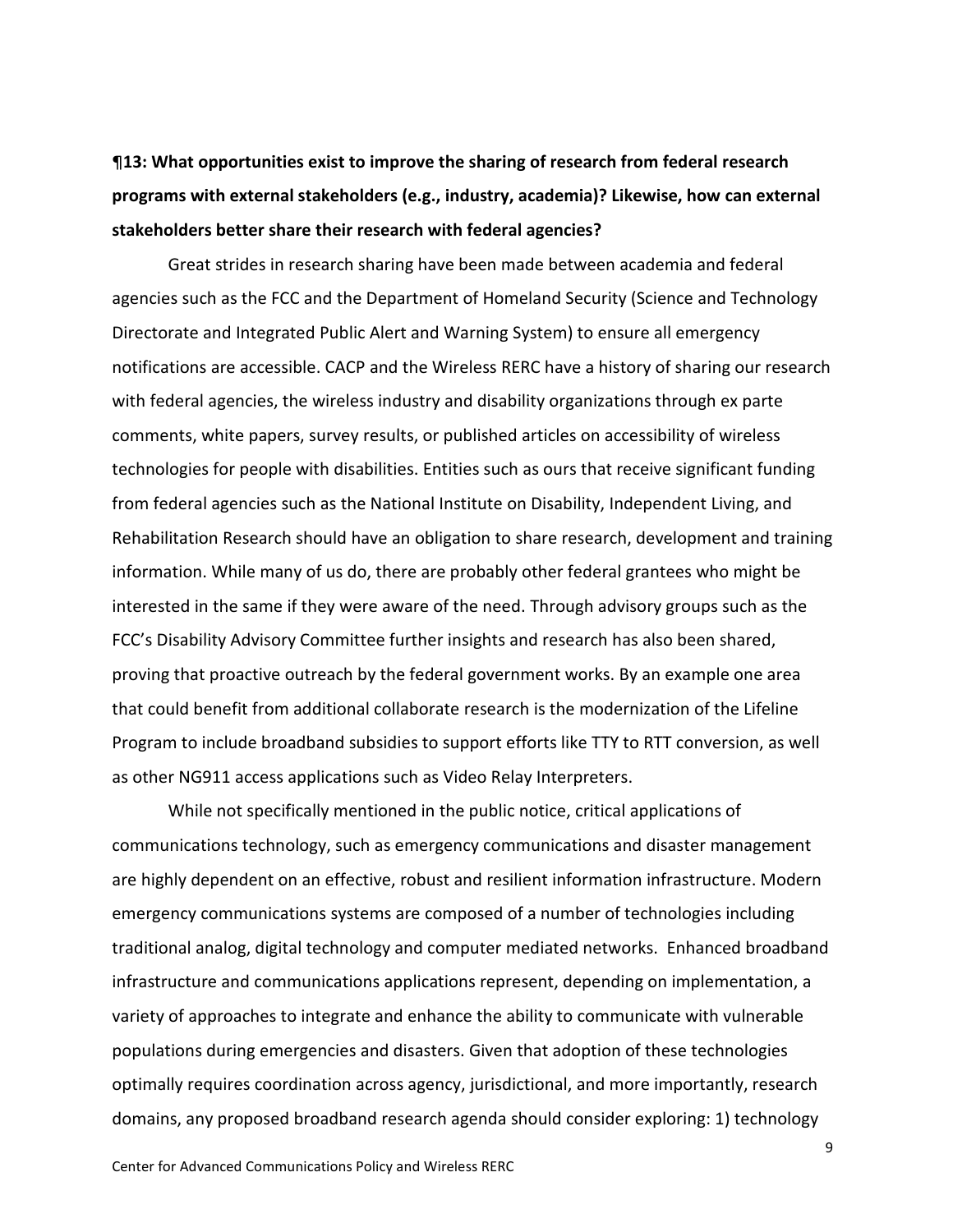**¶13: What opportunities exist to improve the sharing of research from federal research programs with external stakeholders (e.g., industry, academia)? Likewise, how can external stakeholders better share their research with federal agencies?**

Great strides in research sharing have been made between academia and federal agencies such as the FCC and the Department of Homeland Security (Science and Technology Directorate and Integrated Public Alert and Warning System) to ensure all emergency notifications are accessible. CACP and the Wireless RERC have a history of sharing our research with federal agencies, the wireless industry and disability organizations through ex parte comments, white papers, survey results, or published articles on accessibility of wireless technologies for people with disabilities. Entities such as ours that receive significant funding from federal agencies such as the National Institute on Disability, Independent Living, and Rehabilitation Research should have an obligation to share research, development and training information. While many of us do, there are probably other federal grantees who might be interested in the same if they were aware of the need. Through advisory groups such as the FCC's Disability Advisory Committee further insights and research has also been shared, proving that proactive outreach by the federal government works. By an example one area that could benefit from additional collaborate research is the modernization of the Lifeline Program to include broadband subsidies to support efforts like TTY to RTT conversion, as well as other NG911 access applications such as Video Relay Interpreters.

While not specifically mentioned in the public notice, critical applications of communications technology, such as emergency communications and disaster management are highly dependent on an effective, robust and resilient information infrastructure. Modern emergency communications systems are composed of a number of technologies including traditional analog, digital technology and computer mediated networks. Enhanced broadband infrastructure and communications applications represent, depending on implementation, a variety of approaches to integrate and enhance the ability to communicate with vulnerable populations during emergencies and disasters. Given that adoption of these technologies optimally requires coordination across agency, jurisdictional, and more importantly, research domains, any proposed broadband research agenda should consider exploring: 1) technology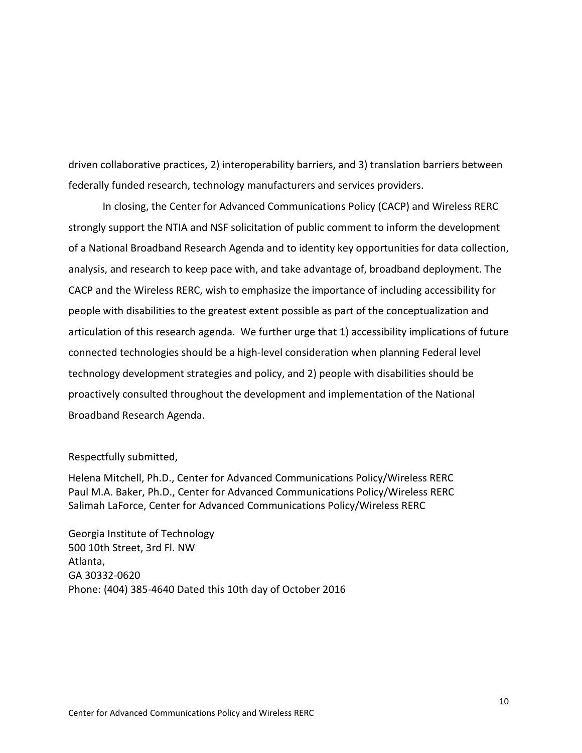driven collaborative practices, 2) interoperability barriers, and 3) translation barriers between federally funded research, technology manufacturers and services providers.

In closing, the Center for Advanced Communications Policy (CACP) and Wireless RERC strongly support the NTIA and NSF solicitation of public comment to inform the development of a National Broadband Research Agenda and to identity key opportunities for data collection, analysis, and research to keep pace with, and take advantage of, broadband deployment. The CACP and the Wireless RERC, wish to emphasize the importance of including accessibility for people with disabilities to the greatest extent possible as part of the conceptualization and articulation of this research agenda. We further urge that 1) accessibility implications of future connected technologies should be a high-level consideration when planning Federal level technology development strategies and policy, and 2) people with disabilities should be proactively consulted throughout the development and implementation of the National Broadband Research Agenda.

Respectfully submitted,

Helena Mitchell, Ph.D., Center for Advanced Communications Policy/Wireless RERC
Paul M.A. Baker, Ph.D., Center for Advanced Communications Policy/Wireless RERC
Salimah LaForce, Center for Advanced Communications Policy/Wireless RERC

Georgia Institute of Technology
500 10th Street, 3rd Fl. NW
Atlanta,
GA 30332-0620
Phone: (404) 385-4640 Dated this 10th day of October 2016